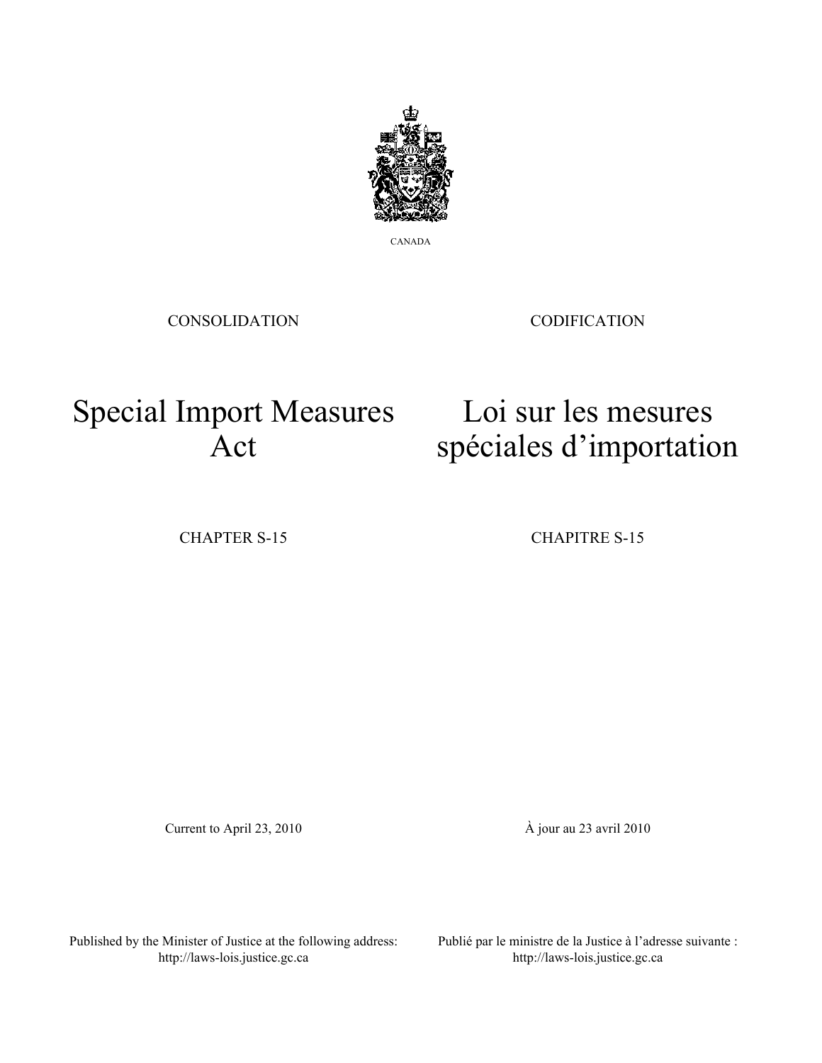CANADA

CONSOLIDATION

CODIFICATION

# Special Import Measures Act

# Loi sur les mesures spéciales d'importation

CHAPTER S-15

CHAPITRE S-15

Current to April 23, 2010

À jour au 23 avril 2010

Published by the Minister of Justice at the following address: http://laws-lois.justice.gc.ca

Publié par le ministre de la Justice à l'adresse suivante : http://laws-lois.justice.gc.ca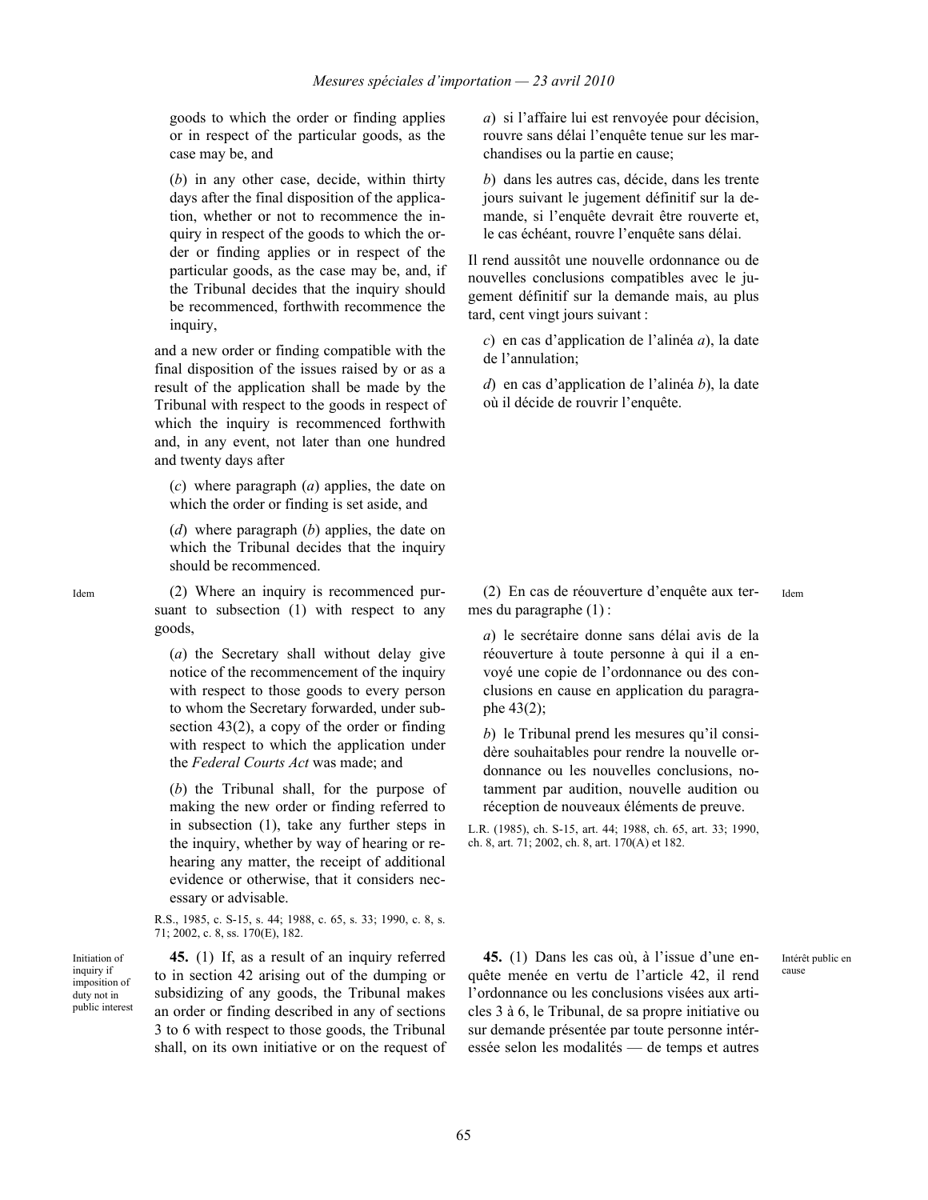goods to which the order or finding applies or in respect of the particular goods, as the case may be, and

(*b*) in any other case, decide, within thirty days after the final disposition of the application, whether or not to recommence the inquiry in respect of the goods to which the order or finding applies or in respect of the particular goods, as the case may be, and, if the Tribunal decides that the inquiry should be recommenced, forthwith recommence the inquiry,

and a new order or finding compatible with the final disposition of the issues raised by or as a result of the application shall be made by the Tribunal with respect to the goods in respect of which the inquiry is recommenced forthwith and, in any event, not later than one hundred and twenty days after

(*c*) where paragraph (*a*) applies, the date on which the order or finding is set aside, and

(*d*) where paragraph (*b*) applies, the date on which the Tribunal decides that the inquiry should be recommenced.

Idem

(2) Where an inquiry is recommenced pursuant to subsection (1) with respect to any goods,

(*a*) the Secretary shall without delay give notice of the recommencement of the inquiry with respect to those goods to every person to whom the Secretary forwarded, under subsection 43(2), a copy of the order or finding with respect to which the application under the *Federal Courts Act* was made; and

(*b*) the Tribunal shall, for the purpose of making the new order or finding referred to in subsection (1), take any further steps in the inquiry, whether by way of hearing or rehearing any matter, the receipt of additional evidence or otherwise, that it considers necessary or advisable.

R.S., 1985, c. S-15, s. 44; 1988, c. 65, s. 33; 1990, c. 8, s. 71; 2002, c. 8, ss. 170(E), 182.

Initiation of inquiry if imposition of duty not in public interest

**45.** (1) If, as a result of an inquiry referred to in section 42 arising out of the dumping or subsidizing of any goods, the Tribunal makes an order or finding described in any of sections 3 to 6 with respect to those goods, the Tribunal shall, on its own initiative or on the request of

*a*) si l'affaire lui est renvoyée pour décision, rouvre sans délai l'enquête tenue sur les marchandises ou la partie en cause;

*b*) dans les autres cas, décide, dans les trente jours suivant le jugement définitif sur la demande, si l'enquête devrait être rouverte et, le cas échéant, rouvre l'enquête sans délai.

Il rend aussitôt une nouvelle ordonnance ou de nouvelles conclusions compatibles avec le jugement définitif sur la demande mais, au plus tard, cent vingt jours suivant :

*c*) en cas d'application de l'alinéa *a*), la date de l'annulation;

*d*) en cas d'application de l'alinéa *b*), la date où il décide de rouvrir l'enquête.

Idem

(2) En cas de réouverture d'enquête aux termes du paragraphe (1) :

*a*) le secrétaire donne sans délai avis de la réouverture à toute personne à qui il a envoyé une copie de l'ordonnance ou des conclusions en cause en application du paragraphe 43(2);

*b*) le Tribunal prend les mesures qu'il considère souhaitables pour rendre la nouvelle ordonnance ou les nouvelles conclusions, notamment par audition, nouvelle audition ou réception de nouveaux éléments de preuve.

L.R. (1985), ch. S-15, art. 44; 1988, ch. 65, art. 33; 1990, ch. 8, art. 71; 2002, ch. 8, art. 170(A) et 182.

Intérêt public en cause

**45.** (1) Dans les cas où, à l'issue d'une enquête menée en vertu de l'article 42, il rend l'ordonnance ou les conclusions visées aux articles 3 à 6, le Tribunal, de sa propre initiative ou sur demande présentée par toute personne intéressée selon les modalités — de temps et autres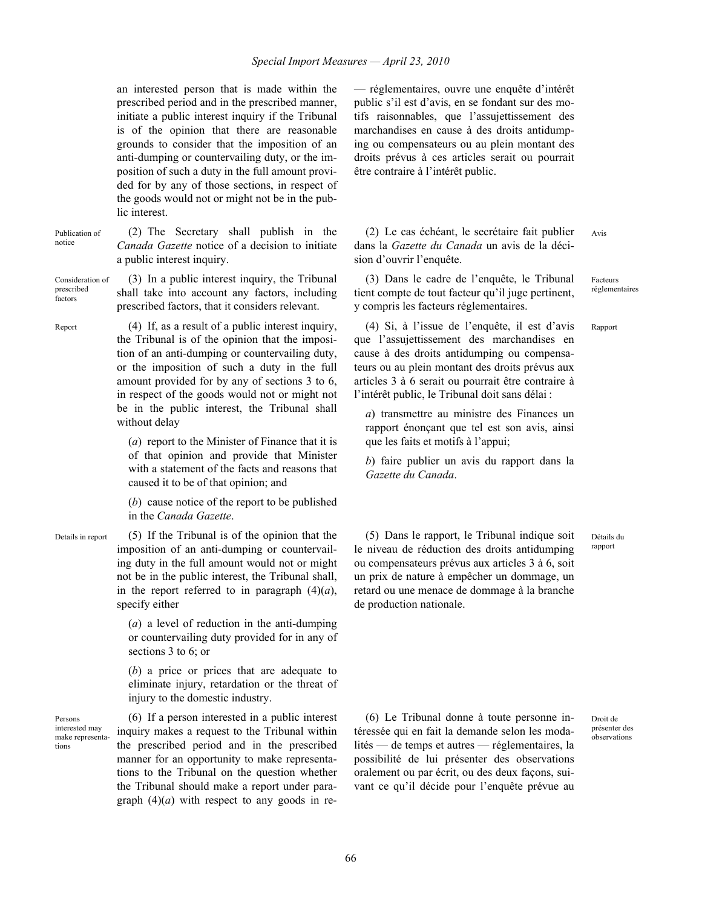an interested person that is made within the prescribed period and in the prescribed manner, initiate a public interest inquiry if the Tribunal is of the opinion that there are reasonable grounds to consider that the imposition of an anti-dumping or countervailing duty, or the imposition of such a duty in the full amount provided for by any of those sections, in respect of the goods would not or might not be in the public interest.

Publication of notice

(2) The Secretary shall publish in the *Canada Gazette* notice of a decision to initiate a public interest inquiry.

Consideration of prescribed factors

(3) In a public interest inquiry, the Tribunal shall take into account any factors, including prescribed factors, that it considers relevant.

Report

(4) If, as a result of a public interest inquiry, the Tribunal is of the opinion that the imposition of an anti-dumping or countervailing duty, or the imposition of such a duty in the full amount provided for by any of sections 3 to 6, in respect of the goods would not or might not be in the public interest, the Tribunal shall without delay

(*a*) report to the Minister of Finance that it is of that opinion and provide that Minister with a statement of the facts and reasons that caused it to be of that opinion; and

(*b*) cause notice of the report to be published in the *Canada Gazette*.

Details in report

(5) If the Tribunal is of the opinion that the imposition of an anti-dumping or countervailing duty in the full amount would not or might not be in the public interest, the Tribunal shall, in the report referred to in paragraph (4)(*a*), specify either

(*a*) a level of reduction in the anti-dumping or countervailing duty provided for in any of sections 3 to 6; or

(*b*) a price or prices that are adequate to eliminate injury, retardation or the threat of injury to the domestic industry.

Persons interested may make representations

(6) If a person interested in a public interest inquiry makes a request to the Tribunal within the prescribed period and in the prescribed manner for an opportunity to make representations to the Tribunal on the question whether the Tribunal should make a report under paragraph (4)(*a*) with respect to any goods in re-

— réglementaires, ouvre une enquête d'intérêt public s'il est d'avis, en se fondant sur des motifs raisonnables, que l'assujettissement des marchandises en cause à des droits antidumping ou compensateurs ou au plein montant des droits prévus à ces articles serait ou pourrait être contraire à l'intérêt public.

Avis

(2) Le cas échéant, le secrétaire fait publier dans la *Gazette du Canada* un avis de la décision d'ouvrir l'enquête.

Facteurs réglementaires

(3) Dans le cadre de l'enquête, le Tribunal tient compte de tout facteur qu'il juge pertinent, y compris les facteurs réglementaires.

Rapport

(4) Si, à l'issue de l'enquête, il est d'avis que l'assujettissement des marchandises en cause à des droits antidumping ou compensateurs ou au plein montant des droits prévus aux articles 3 à 6 serait ou pourrait être contraire à l'intérêt public, le Tribunal doit sans délai :

*a*) transmettre au ministre des Finances un rapport énonçant que tel est son avis, ainsi que les faits et motifs à l'appui;

*b*) faire publier un avis du rapport dans la *Gazette du Canada*.

Détails du rapport

(5) Dans le rapport, le Tribunal indique soit le niveau de réduction des droits antidumping ou compensateurs prévus aux articles 3 à 6, soit un prix de nature à empêcher un dommage, un retard ou une menace de dommage à la branche de production nationale.

Droit de présenter des observations

(6) Le Tribunal donne à toute personne intéressée qui en fait la demande selon les modalités — de temps et autres — réglementaires, la possibilité de lui présenter des observations oralement ou par écrit, ou des deux façons, suivant ce qu'il décide pour l'enquête prévue au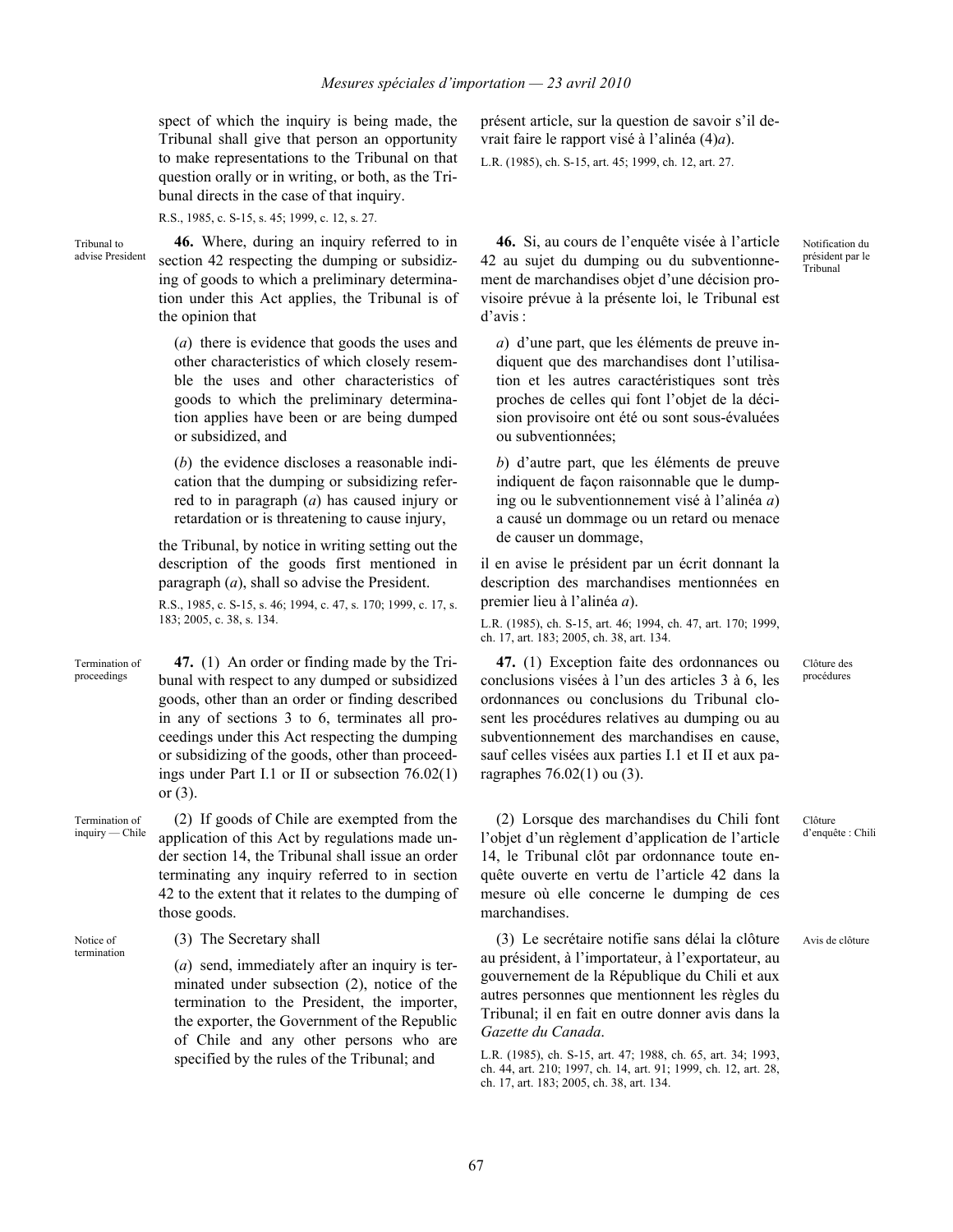spect of which the inquiry is being made, the Tribunal shall give that person an opportunity to make representations to the Tribunal on that question orally or in writing, or both, as the Tribunal directs in the case of that inquiry.

R.S., 1985, c. S-15, s. 45; 1999, c. 12, s. 27.

présent article, sur la question de savoir s'il devrait faire le rapport visé à l'alinéa (4)*a*).

L.R. (1985), ch. S-15, art. 45; 1999, ch. 12, art. 27.

Tribunal to advise President

**46.** Where, during an inquiry referred to in section 42 respecting the dumping or subsidizing of goods to which a preliminary determination under this Act applies, the Tribunal is of the opinion that

(*a*) there is evidence that goods the uses and other characteristics of which closely resemble the uses and other characteristics of goods to which the preliminary determination applies have been or are being dumped or subsidized, and

(*b*) the evidence discloses a reasonable indication that the dumping or subsidizing referred to in paragraph (*a*) has caused injury or retardation or is threatening to cause injury,

the Tribunal, by notice in writing setting out the description of the goods first mentioned in paragraph (*a*), shall so advise the President.

R.S., 1985, c. S-15, s. 46; 1994, c. 47, s. 170; 1999, c. 17, s. 183; 2005, c. 38, s. 134.

Notification du président par le Tribunal

**46.** Si, au cours de l'enquête visée à l'article 42 au sujet du dumping ou du subventionnement de marchandises objet d'une décision provisoire prévue à la présente loi, le Tribunal est d'avis :

*a*) d'une part, que les éléments de preuve indiquent que des marchandises dont l'utilisation et les autres caractéristiques sont très proches de celles qui font l'objet de la décision provisoire ont été ou sont sous-évaluées ou subventionnées;

*b*) d'autre part, que les éléments de preuve indiquent de façon raisonnable que le dumping ou le subventionnement visé à l'alinéa *a*) a causé un dommage ou un retard ou menace de causer un dommage,

il en avise le président par un écrit donnant la description des marchandises mentionnées en premier lieu à l'alinéa *a*).

L.R. (1985), ch. S-15, art. 46; 1994, ch. 47, art. 170; 1999, ch. 17, art. 183; 2005, ch. 38, art. 134.

Termination of proceedings

**47.** (1) An order or finding made by the Tribunal with respect to any dumped or subsidized goods, other than an order or finding described in any of sections 3 to 6, terminates all proceedings under this Act respecting the dumping or subsidizing of the goods, other than proceedings under Part I.1 or II or subsection 76.02(1) or (3).

Clôture des procédures

**47.** (1) Exception faite des ordonnances ou conclusions visées à l'un des articles 3 à 6, les ordonnances ou conclusions du Tribunal closent les procédures relatives au dumping ou au subventionnement des marchandises en cause, sauf celles visées aux parties I.1 et II et aux paragraphes 76.02(1) ou (3).

Termination of inquiry — Chile

(2) If goods of Chile are exempted from the application of this Act by regulations made under section 14, the Tribunal shall issue an order terminating any inquiry referred to in section 42 to the extent that it relates to the dumping of those goods.

Clôture d'enquête : Chili

(2) Lorsque des marchandises du Chili font l'objet d'un règlement d'application de l'article 14, le Tribunal clôt par ordonnance toute enquête ouverte en vertu de l'article 42 dans la mesure où elle concerne le dumping de ces marchandises.

Notice of termination

(3) The Secretary shall

(*a*) send, immediately after an inquiry is terminated under subsection (2), notice of the termination to the President, the importer, the exporter, the Government of the Republic of Chile and any other persons who are specified by the rules of the Tribunal; and

Avis de clôture

(3) Le secrétaire notifie sans délai la clôture au président, à l'importateur, à l'exportateur, au gouvernement de la République du Chili et aux autres personnes que mentionnent les règles du Tribunal; il en fait en outre donner avis dans la *Gazette du Canada*.

L.R. (1985), ch. S-15, art. 47; 1988, ch. 65, art. 34; 1993, ch. 44, art. 210; 1997, ch. 14, art. 91; 1999, ch. 12, art. 28, ch. 17, art. 183; 2005, ch. 38, art. 134.